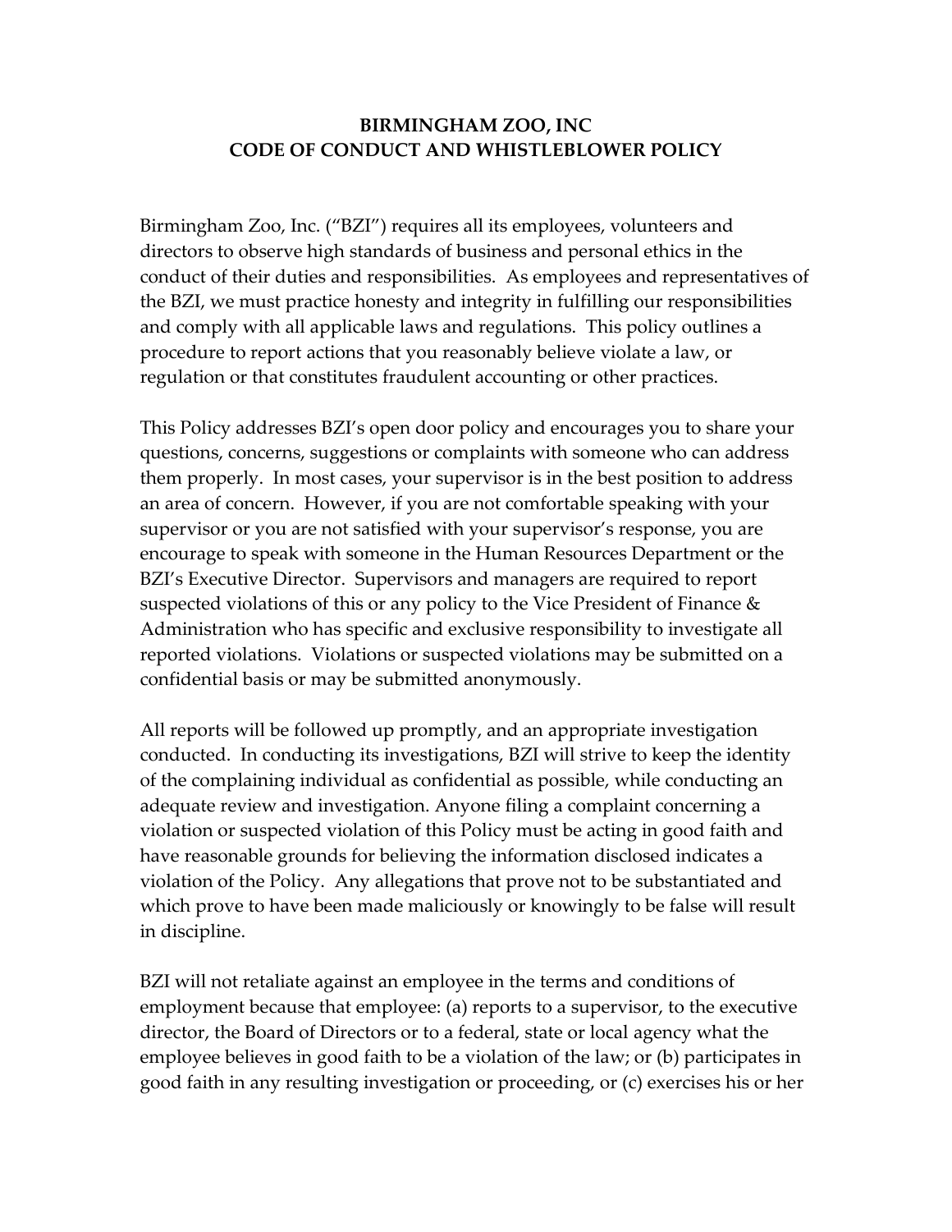# BIRMINGHAM ZOO, INC
# CODE OF CONDUCT AND WHISTLEBLOWER POLICY

Birmingham Zoo, Inc. ("BZI") requires all its employees, volunteers and directors to observe high standards of business and personal ethics in the conduct of their duties and responsibilities. As employees and representatives of the BZI, we must practice honesty and integrity in fulfilling our responsibilities and comply with all applicable laws and regulations. This policy outlines a procedure to report actions that you reasonably believe violate a law, or regulation or that constitutes fraudulent accounting or other practices.

This Policy addresses BZI's open door policy and encourages you to share your questions, concerns, suggestions or complaints with someone who can address them properly. In most cases, your supervisor is in the best position to address an area of concern. However, if you are not comfortable speaking with your supervisor or you are not satisfied with your supervisor's response, you are encourage to speak with someone in the Human Resources Department or the BZI's Executive Director. Supervisors and managers are required to report suspected violations of this or any policy to the Vice President of Finance & Administration who has specific and exclusive responsibility to investigate all reported violations. Violations or suspected violations may be submitted on a confidential basis or may be submitted anonymously.

All reports will be followed up promptly, and an appropriate investigation conducted. In conducting its investigations, BZI will strive to keep the identity of the complaining individual as confidential as possible, while conducting an adequate review and investigation. Anyone filing a complaint concerning a violation or suspected violation of this Policy must be acting in good faith and have reasonable grounds for believing the information disclosed indicates a violation of the Policy. Any allegations that prove not to be substantiated and which prove to have been made maliciously or knowingly to be false will result in discipline.

BZI will not retaliate against an employee in the terms and conditions of employment because that employee: (a) reports to a supervisor, to the executive director, the Board of Directors or to a federal, state or local agency what the employee believes in good faith to be a violation of the law; or (b) participates in good faith in any resulting investigation or proceeding, or (c) exercises his or her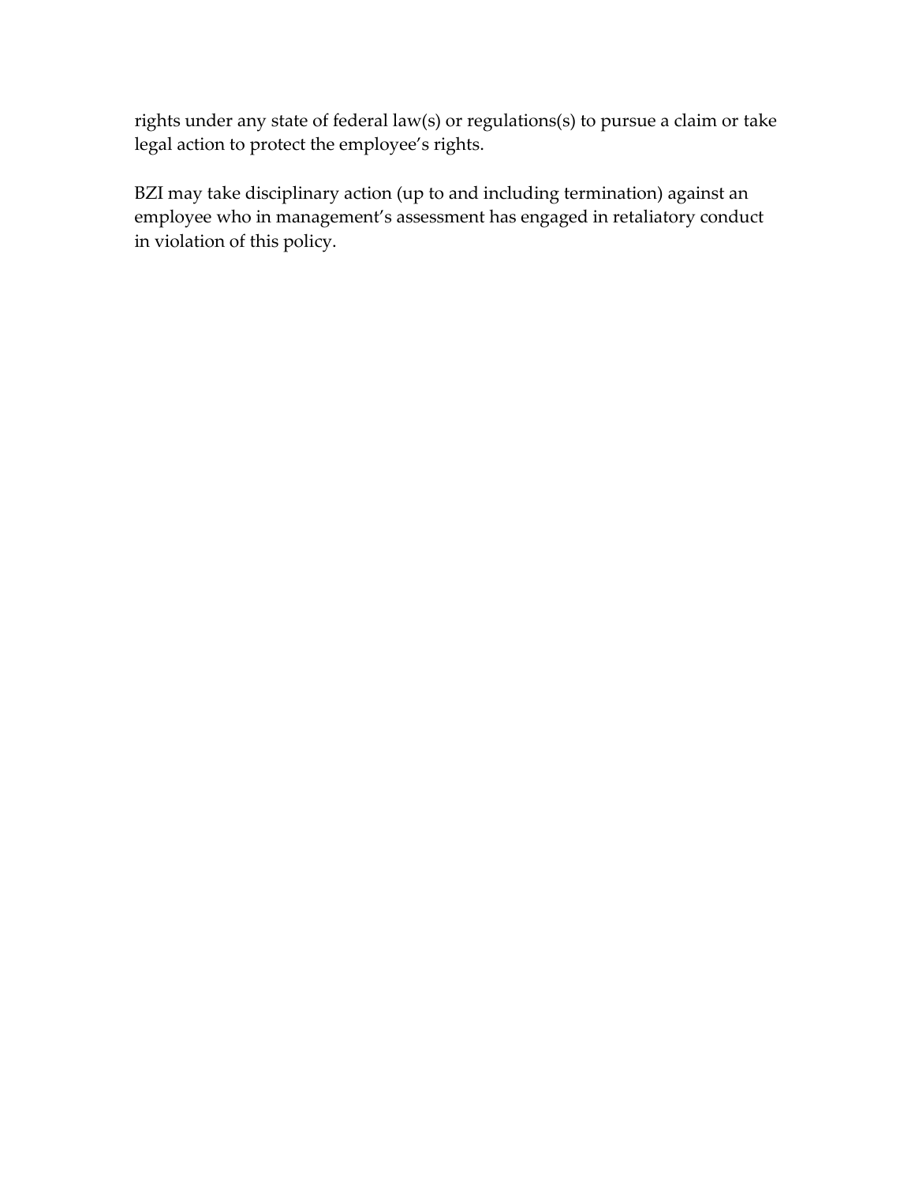rights under any state of federal law(s) or regulations(s) to pursue a claim or take legal action to protect the employee's rights.

BZI may take disciplinary action (up to and including termination) against an employee who in management's assessment has engaged in retaliatory conduct in violation of this policy.